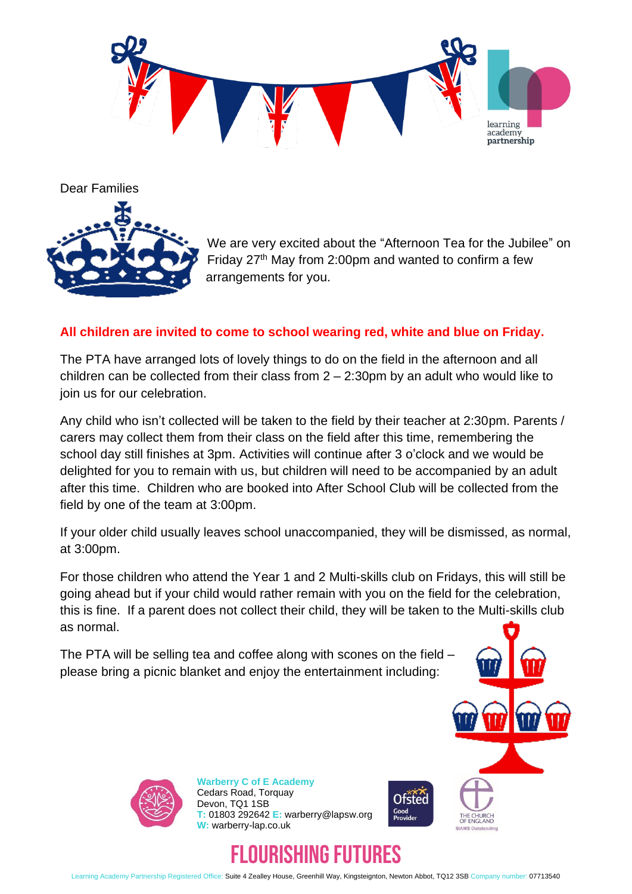Dear Families

We are very excited about the "Afternoon Tea for the Jubilee" on Friday 27th May from 2:00pm and wanted to confirm a few arrangements for you.

**All children are invited to come to school wearing red, white and blue on Friday.**

The PTA have arranged lots of lovely things to do on the field in the afternoon and all children can be collected from their class from 2 – 2:30pm by an adult who would like to join us for our celebration.

Any child who isn't collected will be taken to the field by their teacher at 2:30pm. Parents / carers may collect them from their class on the field after this time, remembering the school day still finishes at 3pm. Activities will continue after 3 o'clock and we would be delighted for you to remain with us, but children will need to be accompanied by an adult after this time. Children who are booked into After School Club will be collected from the field by one of the team at 3:00pm.

If your older child usually leaves school unaccompanied, they will be dismissed, as normal, at 3:00pm.

For those children who attend the Year 1 and 2 Multi-skills club on Fridays, this will still be going ahead but if your child would rather remain with you on the field for the celebration, this is fine. If a parent does not collect their child, they will be taken to the Multi-skills club as normal.

The PTA will be selling tea and coffee along with scones on the field – please bring a picnic blanket and enjoy the entertainment including:

**Warberry C of E Academy**
Cedars Road, Torquay
Devon, TQ1 1SB
T: 01803 292642 E: warberry@lapsw.org
W: warberry-lap.co.uk

FLOURISHING FUTURES

Learning Academy Partnership Registered Office: Suite 4 Zealley House, Greenhill Way, Kingsteignton, Newton Abbot, TQ12 3SB Company number: 07713540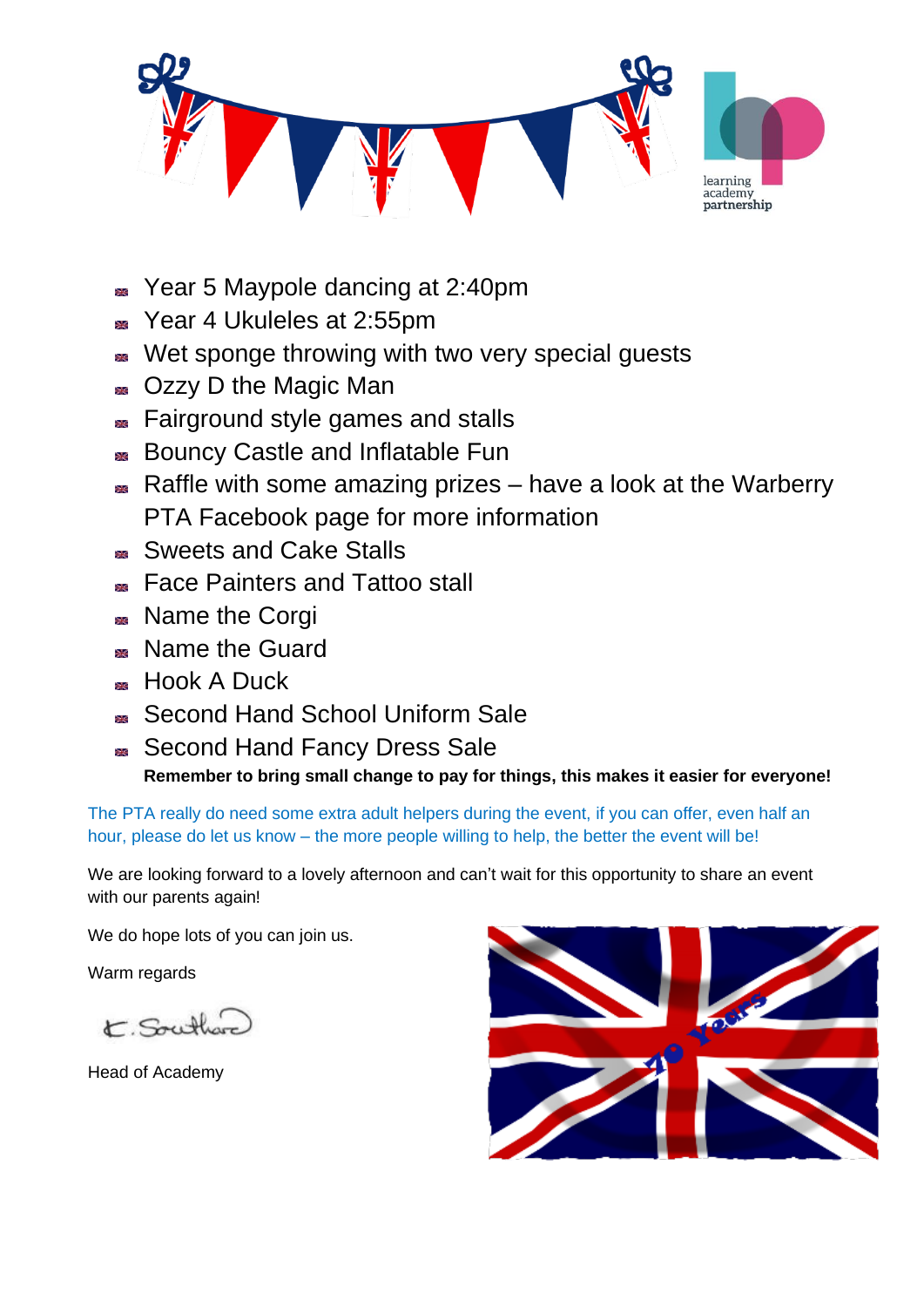- Year 5 Maypole dancing at 2:40pm
- Year 4 Ukuleles at 2:55pm
- Wet sponge throwing with two very special guests
- Ozzy D the Magic Man
- Fairground style games and stalls
- Bouncy Castle and Inflatable Fun
- Raffle with some amazing prizes – have a look at the Warberry PTA Facebook page for more information
- Sweets and Cake Stalls
- Face Painters and Tattoo stall
- Name the Corgi
- Name the Guard
- Hook A Duck
- Second Hand School Uniform Sale
- Second Hand Fancy Dress Sale

**Remember to bring small change to pay for things, this makes it easier for everyone!**

The PTA really do need some extra adult helpers during the event, if you can offer, even half an hour, please do let us know – the more people willing to help, the better the event will be!

We are looking forward to a lovely afternoon and can't wait for this opportunity to share an event with our parents again!

We do hope lots of you can join us.

Warm regards

E. Southard

Head of Academy